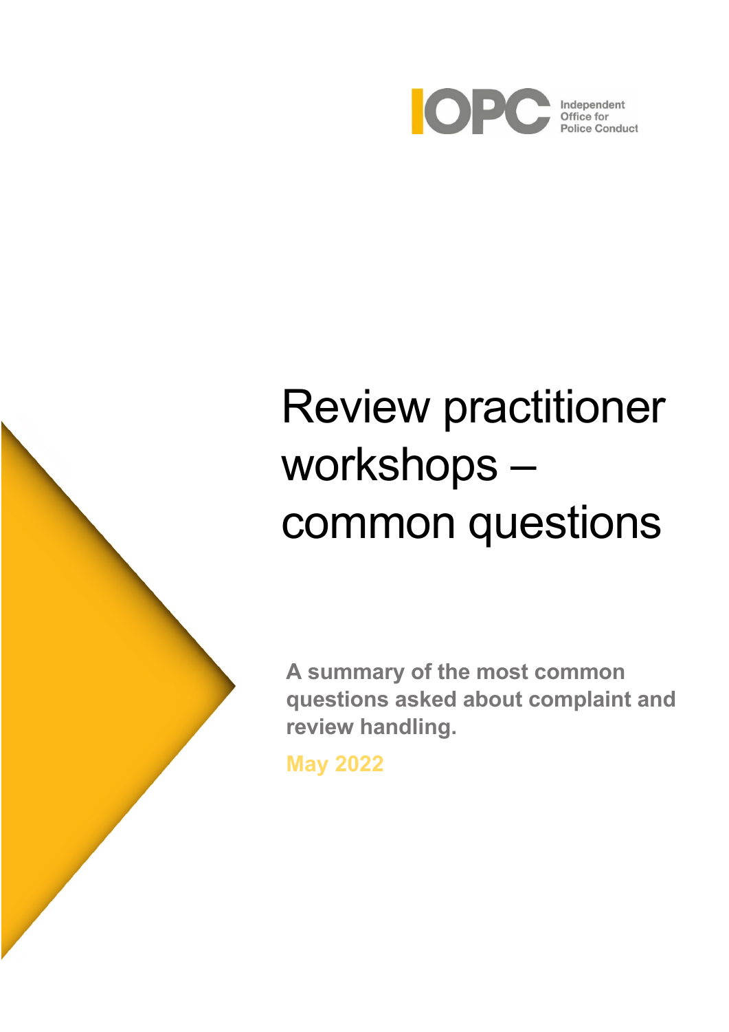Independent Office for Police Conduct

# Review practitioner workshops – common questions

**A summary of the most common questions asked about complaint and review handling.**

**May 2022**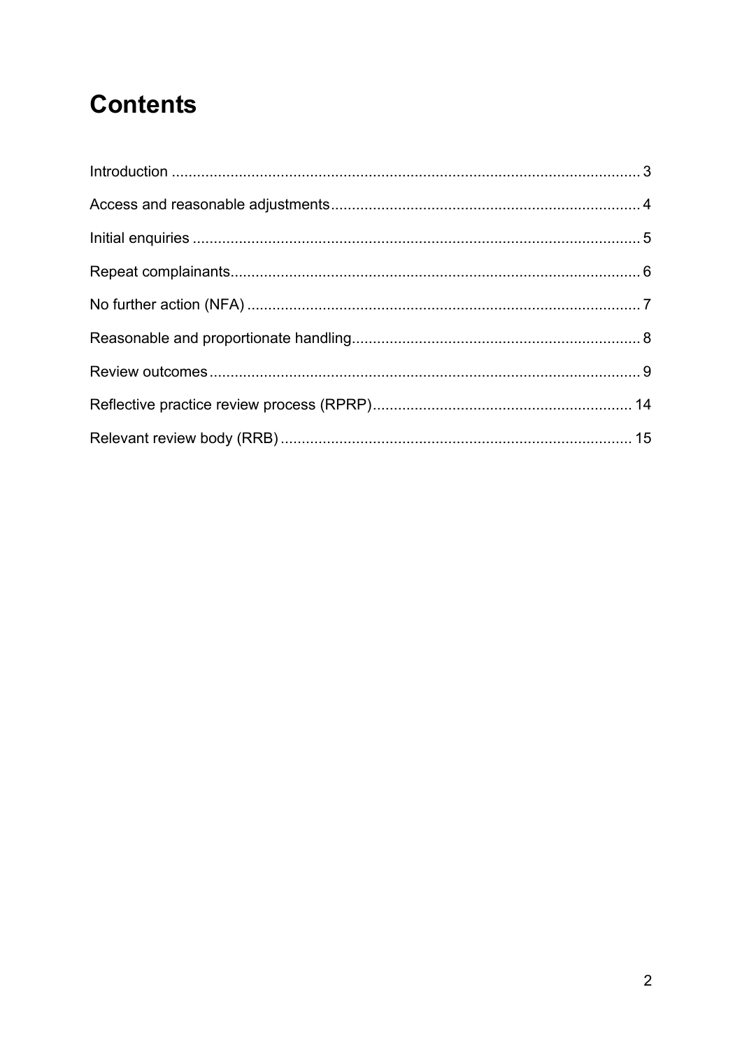# Contents

Introduction ... 3

Access and reasonable adjustments ... 4

Initial enquiries ... 5

Repeat complainants ... 6

No further action (NFA) ... 7

Reasonable and proportionate handling ... 8

Review outcomes ... 9

Reflective practice review process (RPRP) ... 14

Relevant review body (RRB) ... 15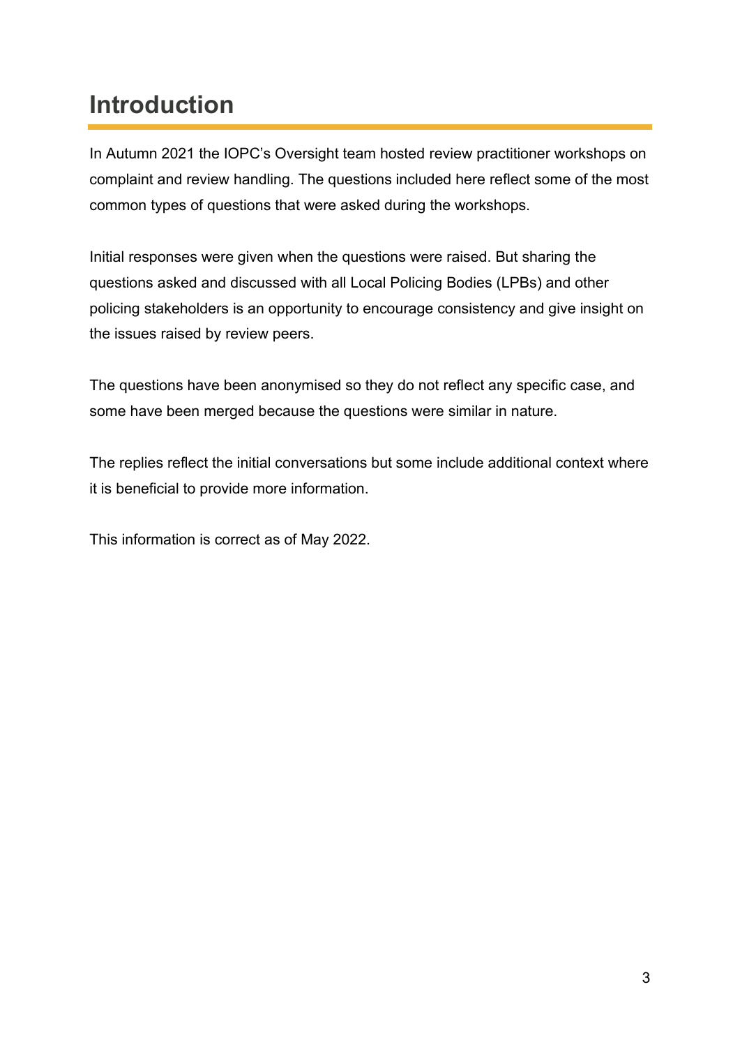# Introduction

In Autumn 2021 the IOPC's Oversight team hosted review practitioner workshops on complaint and review handling. The questions included here reflect some of the most common types of questions that were asked during the workshops.

Initial responses were given when the questions were raised. But sharing the questions asked and discussed with all Local Policing Bodies (LPBs) and other policing stakeholders is an opportunity to encourage consistency and give insight on the issues raised by review peers.

The questions have been anonymised so they do not reflect any specific case, and some have been merged because the questions were similar in nature.

The replies reflect the initial conversations but some include additional context where it is beneficial to provide more information.

This information is correct as of May 2022.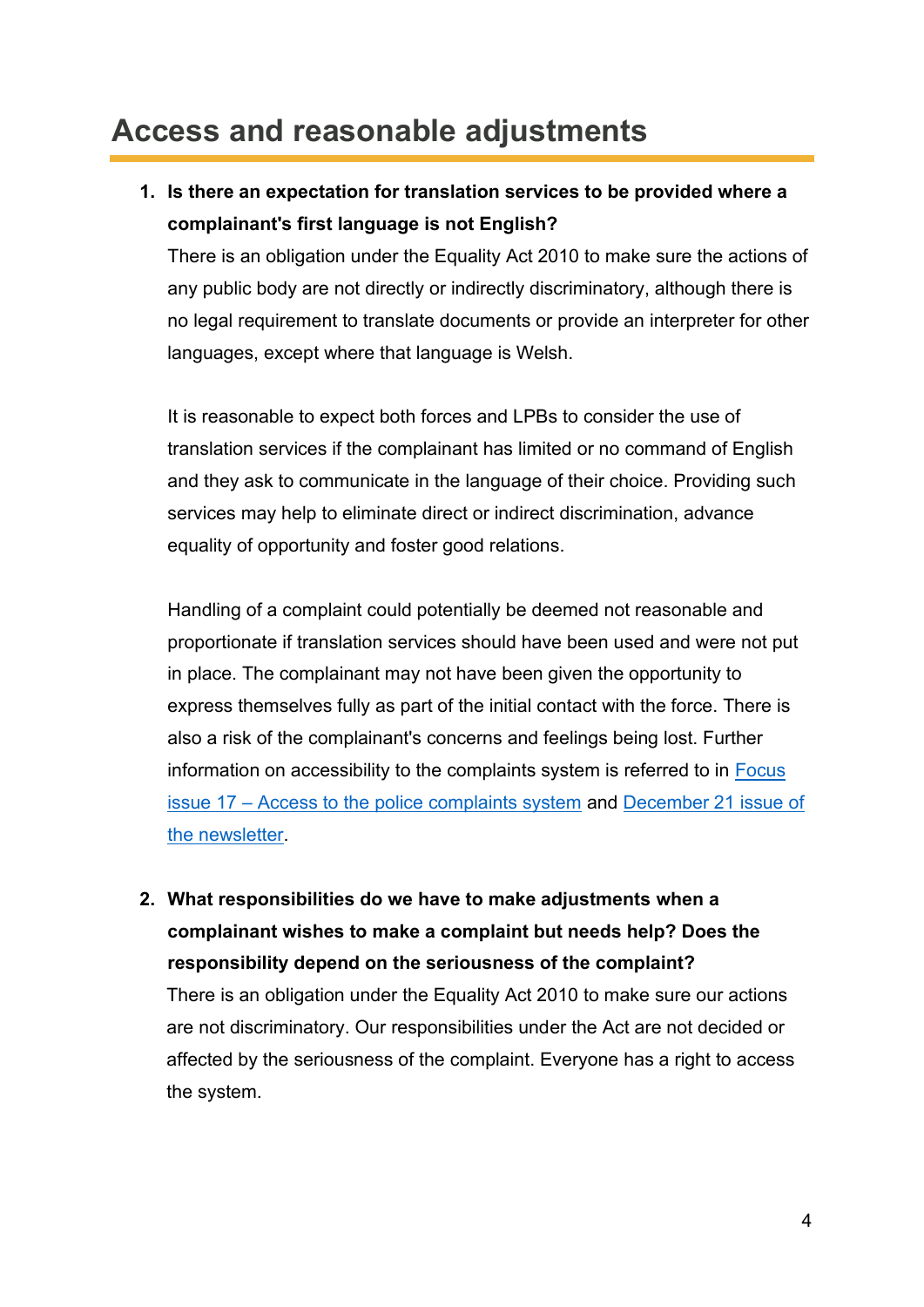# Access and reasonable adjustments

1. **Is there an expectation for translation services to be provided where a complainant's first language is not English?**
   There is an obligation under the Equality Act 2010 to make sure the actions of any public body are not directly or indirectly discriminatory, although there is no legal requirement to translate documents or provide an interpreter for other languages, except where that language is Welsh.

   It is reasonable to expect both forces and LPBs to consider the use of translation services if the complainant has limited or no command of English and they ask to communicate in the language of their choice. Providing such services may help to eliminate direct or indirect discrimination, advance equality of opportunity and foster good relations.

   Handling of a complaint could potentially be deemed not reasonable and proportionate if translation services should have been used and were not put in place. The complainant may not have been given the opportunity to express themselves fully as part of the initial contact with the force. There is also a risk of the complainant's concerns and feelings being lost. Further information on accessibility to the complaints system is referred to in Focus issue 17 – Access to the police complaints system and December 21 issue of the newsletter.

2. **What responsibilities do we have to make adjustments when a complainant wishes to make a complaint but needs help? Does the responsibility depend on the seriousness of the complaint?**
   There is an obligation under the Equality Act 2010 to make sure our actions are not discriminatory. Our responsibilities under the Act are not decided or affected by the seriousness of the complaint. Everyone has a right to access the system.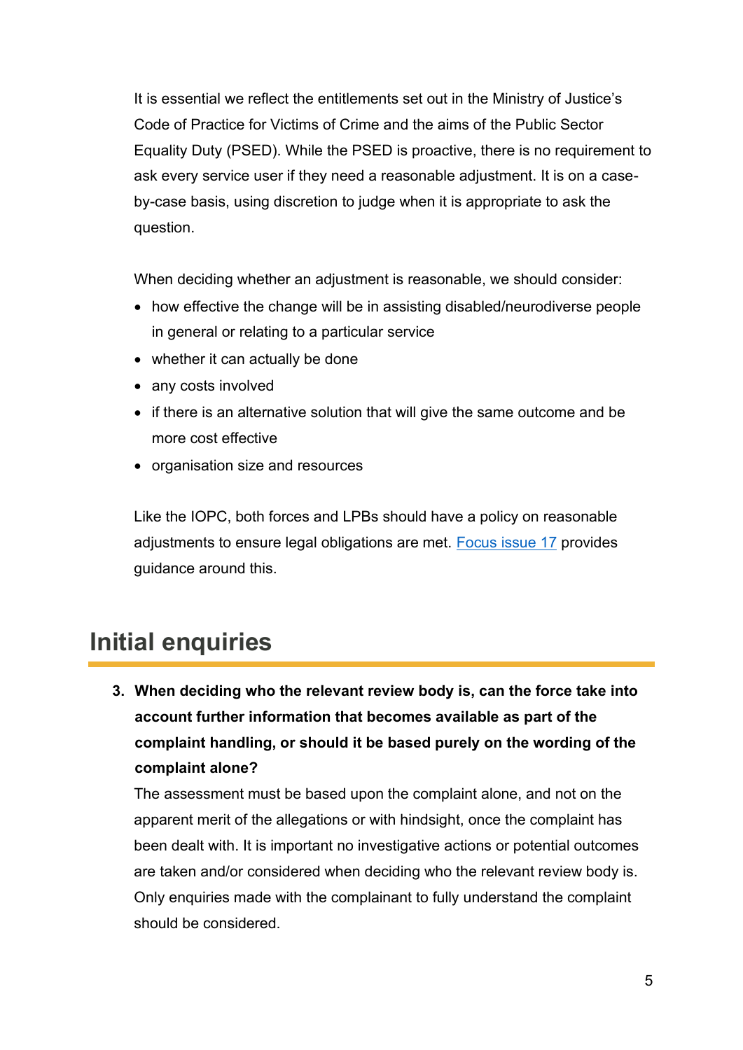It is essential we reflect the entitlements set out in the Ministry of Justice's Code of Practice for Victims of Crime and the aims of the Public Sector Equality Duty (PSED). While the PSED is proactive, there is no requirement to ask every service user if they need a reasonable adjustment. It is on a case-by-case basis, using discretion to judge when it is appropriate to ask the question.

When deciding whether an adjustment is reasonable, we should consider:

- how effective the change will be in assisting disabled/neurodiverse people in general or relating to a particular service
- whether it can actually be done
- any costs involved
- if there is an alternative solution that will give the same outcome and be more cost effective
- organisation size and resources

Like the IOPC, both forces and LPBs should have a policy on reasonable adjustments to ensure legal obligations are met. Focus issue 17 provides guidance around this.

## Initial enquiries

3. **When deciding who the relevant review body is, can the force take into account further information that becomes available as part of the complaint handling, or should it be based purely on the wording of the complaint alone?**

   The assessment must be based upon the complaint alone, and not on the apparent merit of the allegations or with hindsight, once the complaint has been dealt with. It is important no investigative actions or potential outcomes are taken and/or considered when deciding who the relevant review body is. Only enquiries made with the complainant to fully understand the complaint should be considered.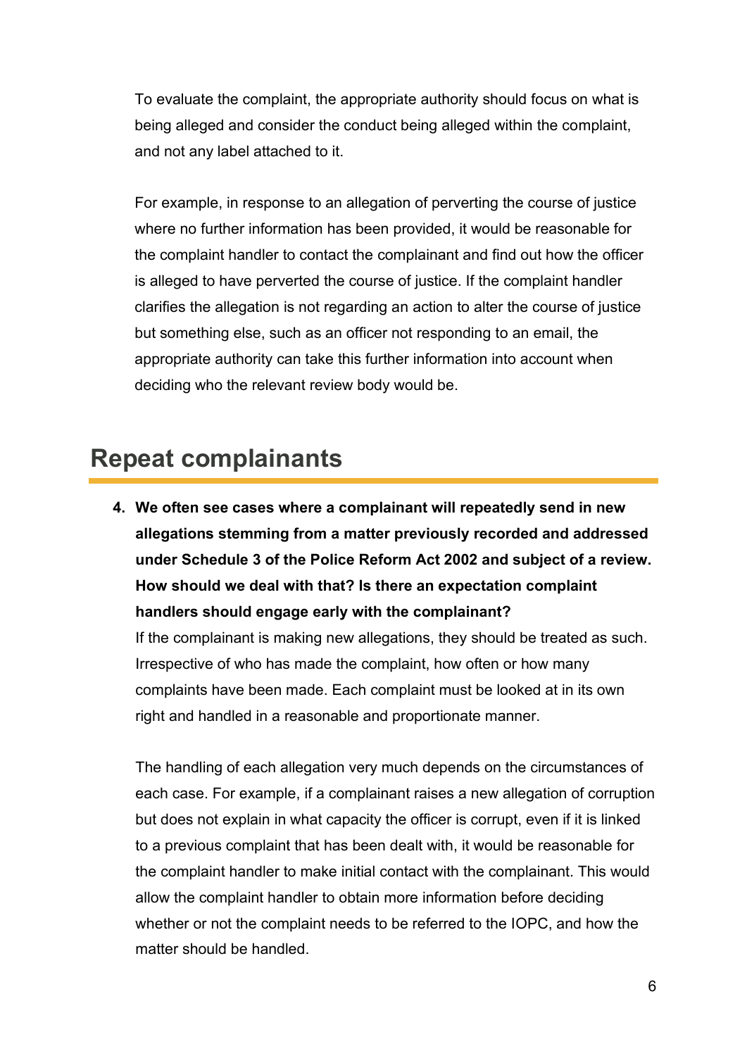To evaluate the complaint, the appropriate authority should focus on what is being alleged and consider the conduct being alleged within the complaint, and not any label attached to it.

For example, in response to an allegation of perverting the course of justice where no further information has been provided, it would be reasonable for the complaint handler to contact the complainant and find out how the officer is alleged to have perverted the course of justice. If the complaint handler clarifies the allegation is not regarding an action to alter the course of justice but something else, such as an officer not responding to an email, the appropriate authority can take this further information into account when deciding who the relevant review body would be.

## Repeat complainants

4. **We often see cases where a complainant will repeatedly send in new allegations stemming from a matter previously recorded and addressed under Schedule 3 of the Police Reform Act 2002 and subject of a review. How should we deal with that? Is there an expectation complaint handlers should engage early with the complainant?**

   If the complainant is making new allegations, they should be treated as such. Irrespective of who has made the complaint, how often or how many complaints have been made. Each complaint must be looked at in its own right and handled in a reasonable and proportionate manner.

   The handling of each allegation very much depends on the circumstances of each case. For example, if a complainant raises a new allegation of corruption but does not explain in what capacity the officer is corrupt, even if it is linked to a previous complaint that has been dealt with, it would be reasonable for the complaint handler to make initial contact with the complainant. This would allow the complaint handler to obtain more information before deciding whether or not the complaint needs to be referred to the IOPC, and how the matter should be handled.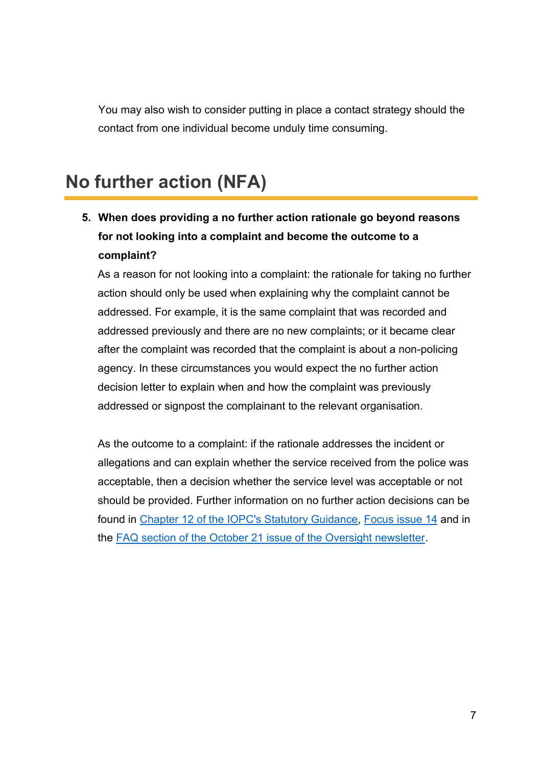You may also wish to consider putting in place a contact strategy should the contact from one individual become unduly time consuming.

## No further action (NFA)

5. **When does providing a no further action rationale go beyond reasons for not looking into a complaint and become the outcome to a complaint?**

   As a reason for not looking into a complaint: the rationale for taking no further action should only be used when explaining why the complaint cannot be addressed. For example, it is the same complaint that was recorded and addressed previously and there are no new complaints; or it became clear after the complaint was recorded that the complaint is about a non-policing agency. In these circumstances you would expect the no further action decision letter to explain when and how the complaint was previously addressed or signpost the complainant to the relevant organisation.

   As the outcome to a complaint: if the rationale addresses the incident or allegations and can explain whether the service received from the police was acceptable, then a decision whether the service level was acceptable or not should be provided. Further information on no further action decisions can be found in Chapter 12 of the IOPC's Statutory Guidance, Focus issue 14 and in the FAQ section of the October 21 issue of the Oversight newsletter.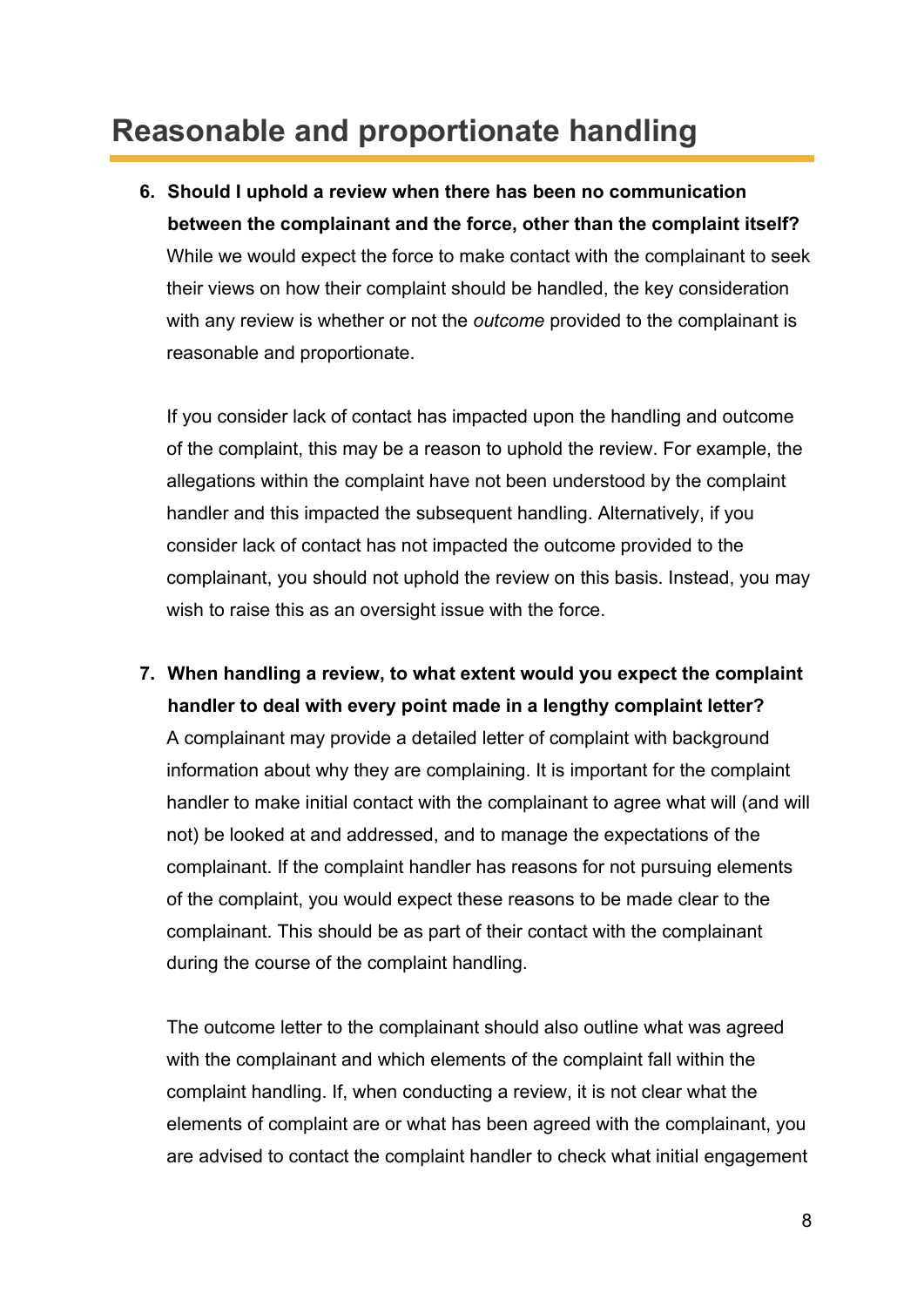# Reasonable and proportionate handling

6. **Should I uphold a review when there has been no communication between the complainant and the force, other than the complaint itself?**
   While we would expect the force to make contact with the complainant to seek their views on how their complaint should be handled, the key consideration with any review is whether or not the *outcome* provided to the complainant is reasonable and proportionate.

   If you consider lack of contact has impacted upon the handling and outcome of the complaint, this may be a reason to uphold the review. For example, the allegations within the complaint have not been understood by the complaint handler and this impacted the subsequent handling. Alternatively, if you consider lack of contact has not impacted the outcome provided to the complainant, you should not uphold the review on this basis. Instead, you may wish to raise this as an oversight issue with the force.

7. **When handling a review, to what extent would you expect the complaint handler to deal with every point made in a lengthy complaint letter?**
   A complainant may provide a detailed letter of complaint with background information about why they are complaining. It is important for the complaint handler to make initial contact with the complainant to agree what will (and will not) be looked at and addressed, and to manage the expectations of the complainant. If the complaint handler has reasons for not pursuing elements of the complaint, you would expect these reasons to be made clear to the complainant. This should be as part of their contact with the complainant during the course of the complaint handling.

   The outcome letter to the complainant should also outline what was agreed with the complainant and which elements of the complaint fall within the complaint handling. If, when conducting a review, it is not clear what the elements of complaint are or what has been agreed with the complainant, you are advised to contact the complaint handler to check what initial engagement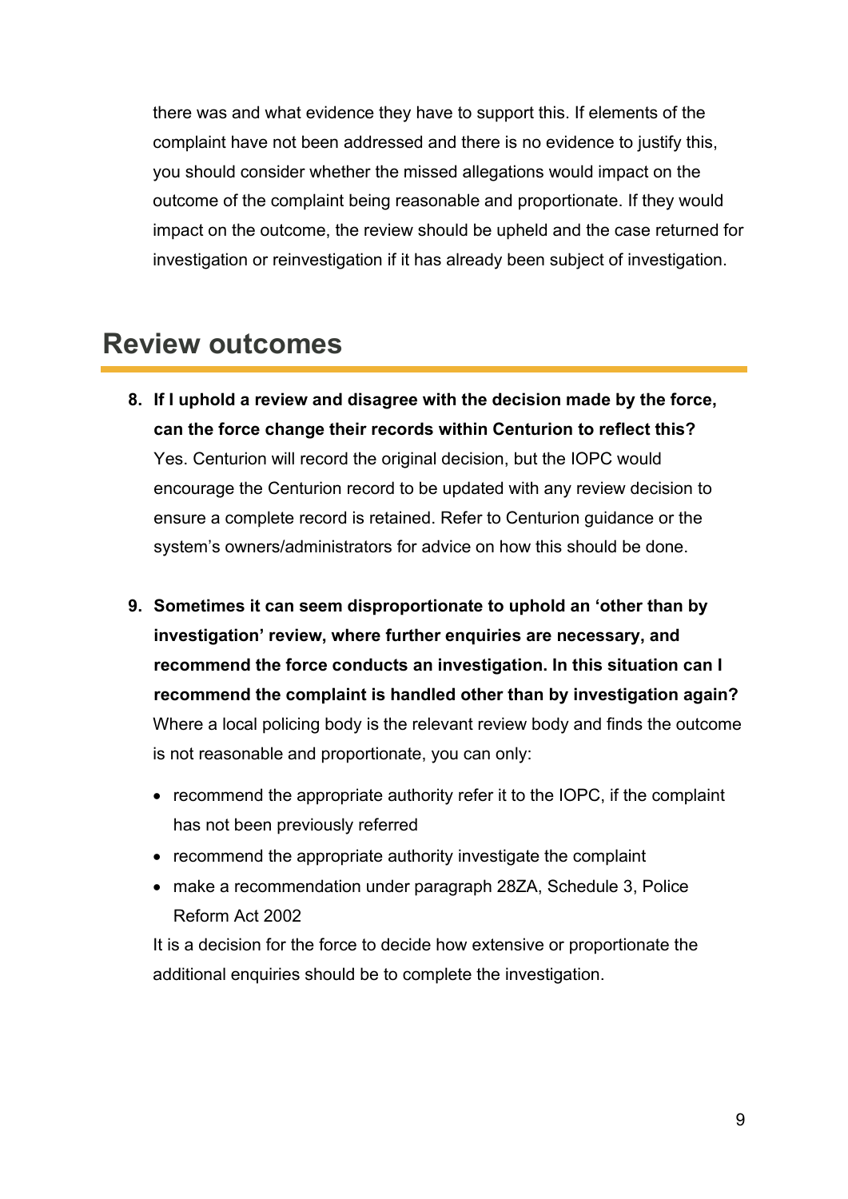there was and what evidence they have to support this. If elements of the complaint have not been addressed and there is no evidence to justify this, you should consider whether the missed allegations would impact on the outcome of the complaint being reasonable and proportionate. If they would impact on the outcome, the review should be upheld and the case returned for investigation or reinvestigation if it has already been subject of investigation.

## Review outcomes

8. **If I uphold a review and disagree with the decision made by the force, can the force change their records within Centurion to reflect this?**
   Yes. Centurion will record the original decision, but the IOPC would encourage the Centurion record to be updated with any review decision to ensure a complete record is retained. Refer to Centurion guidance or the system's owners/administrators for advice on how this should be done.

9. **Sometimes it can seem disproportionate to uphold an 'other than by investigation' review, where further enquiries are necessary, and recommend the force conducts an investigation. In this situation can I recommend the complaint is handled other than by investigation again?**
   Where a local policing body is the relevant review body and finds the outcome is not reasonable and proportionate, you can only:

   - recommend the appropriate authority refer it to the IOPC, if the complaint has not been previously referred
   - recommend the appropriate authority investigate the complaint
   - make a recommendation under paragraph 28ZA, Schedule 3, Police Reform Act 2002

   It is a decision for the force to decide how extensive or proportionate the additional enquiries should be to complete the investigation.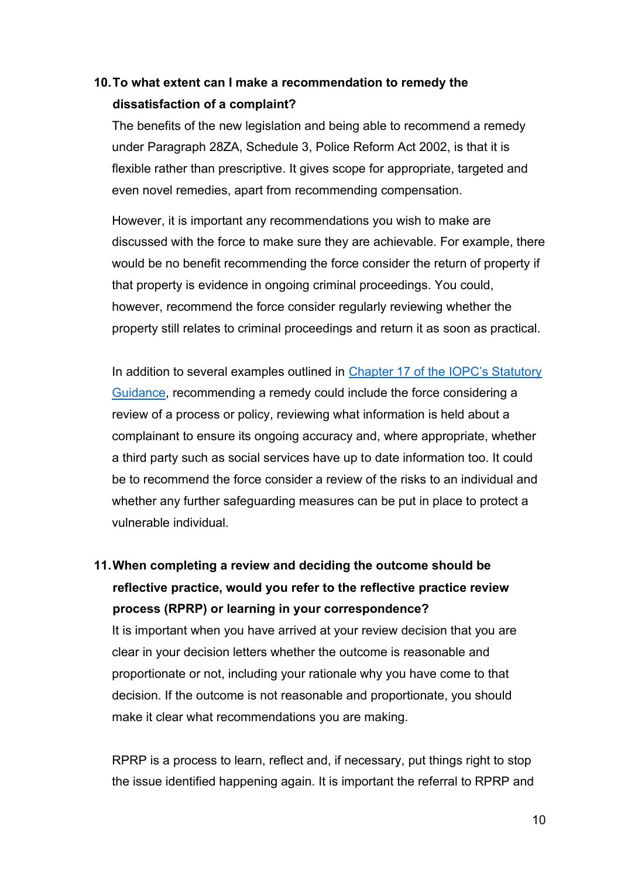### 10. To what extent can I make a recommendation to remedy the dissatisfaction of a complaint?

The benefits of the new legislation and being able to recommend a remedy under Paragraph 28ZA, Schedule 3, Police Reform Act 2002, is that it is flexible rather than prescriptive. It gives scope for appropriate, targeted and even novel remedies, apart from recommending compensation.

However, it is important any recommendations you wish to make are discussed with the force to make sure they are achievable. For example, there would be no benefit recommending the force consider the return of property if that property is evidence in ongoing criminal proceedings. You could, however, recommend the force consider regularly reviewing whether the property still relates to criminal proceedings and return it as soon as practical.

In addition to several examples outlined in [Chapter 17 of the IOPC's Statutory Guidance](), recommending a remedy could include the force considering a review of a process or policy, reviewing what information is held about a complainant to ensure its ongoing accuracy and, where appropriate, whether a third party such as social services have up to date information too. It could be to recommend the force consider a review of the risks to an individual and whether any further safeguarding measures can be put in place to protect a vulnerable individual.

### 11. When completing a review and deciding the outcome should be reflective practice, would you refer to the reflective practice review process (RPRP) or learning in your correspondence?

It is important when you have arrived at your review decision that you are clear in your decision letters whether the outcome is reasonable and proportionate or not, including your rationale why you have come to that decision. If the outcome is not reasonable and proportionate, you should make it clear what recommendations you are making.

RPRP is a process to learn, reflect and, if necessary, put things right to stop the issue identified happening again. It is important the referral to RPRP and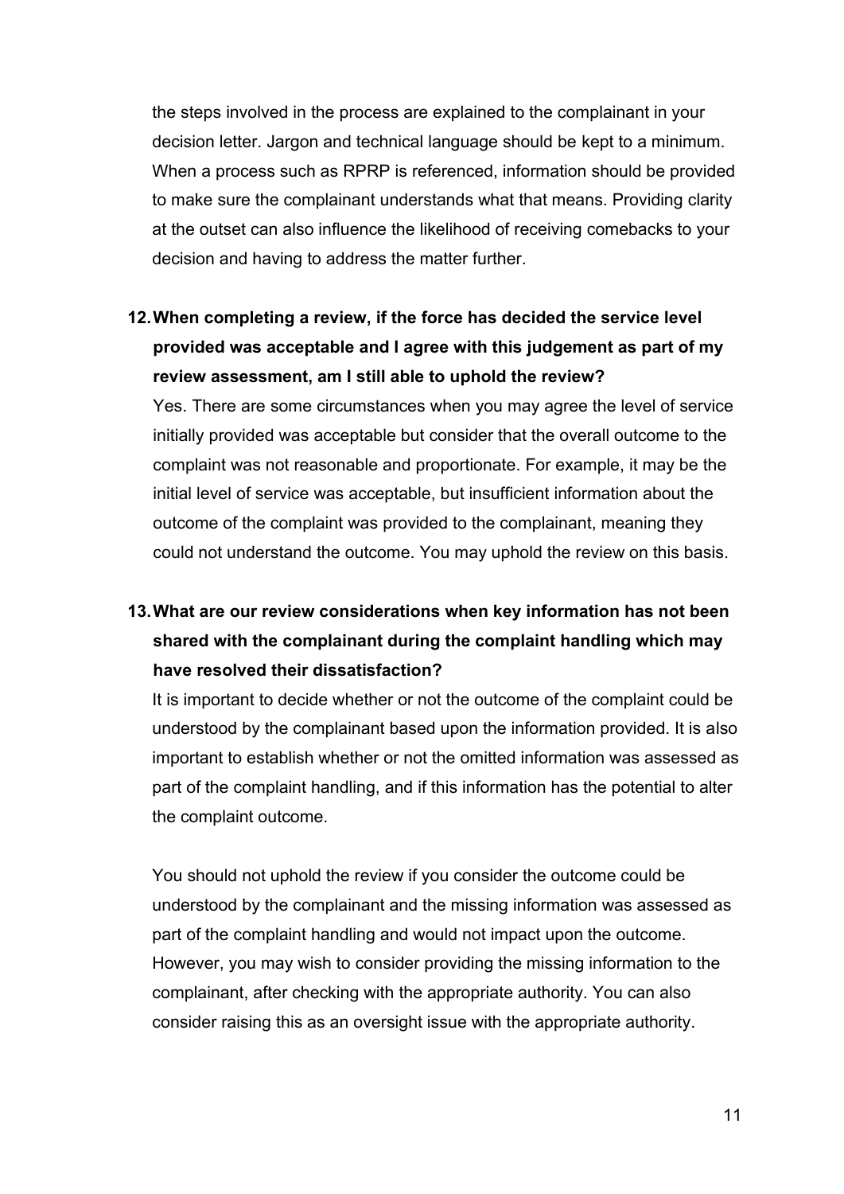the steps involved in the process are explained to the complainant in your decision letter. Jargon and technical language should be kept to a minimum. When a process such as RPRP is referenced, information should be provided to make sure the complainant understands what that means. Providing clarity at the outset can also influence the likelihood of receiving comebacks to your decision and having to address the matter further.

**12. When completing a review, if the force has decided the service level provided was acceptable and I agree with this judgement as part of my review assessment, am I still able to uphold the review?**

Yes. There are some circumstances when you may agree the level of service initially provided was acceptable but consider that the overall outcome to the complaint was not reasonable and proportionate. For example, it may be the initial level of service was acceptable, but insufficient information about the outcome of the complaint was provided to the complainant, meaning they could not understand the outcome. You may uphold the review on this basis.

**13. What are our review considerations when key information has not been shared with the complainant during the complaint handling which may have resolved their dissatisfaction?**

It is important to decide whether or not the outcome of the complaint could be understood by the complainant based upon the information provided. It is also important to establish whether or not the omitted information was assessed as part of the complaint handling, and if this information has the potential to alter the complaint outcome.

You should not uphold the review if you consider the outcome could be understood by the complainant and the missing information was assessed as part of the complaint handling and would not impact upon the outcome. However, you may wish to consider providing the missing information to the complainant, after checking with the appropriate authority. You can also consider raising this as an oversight issue with the appropriate authority.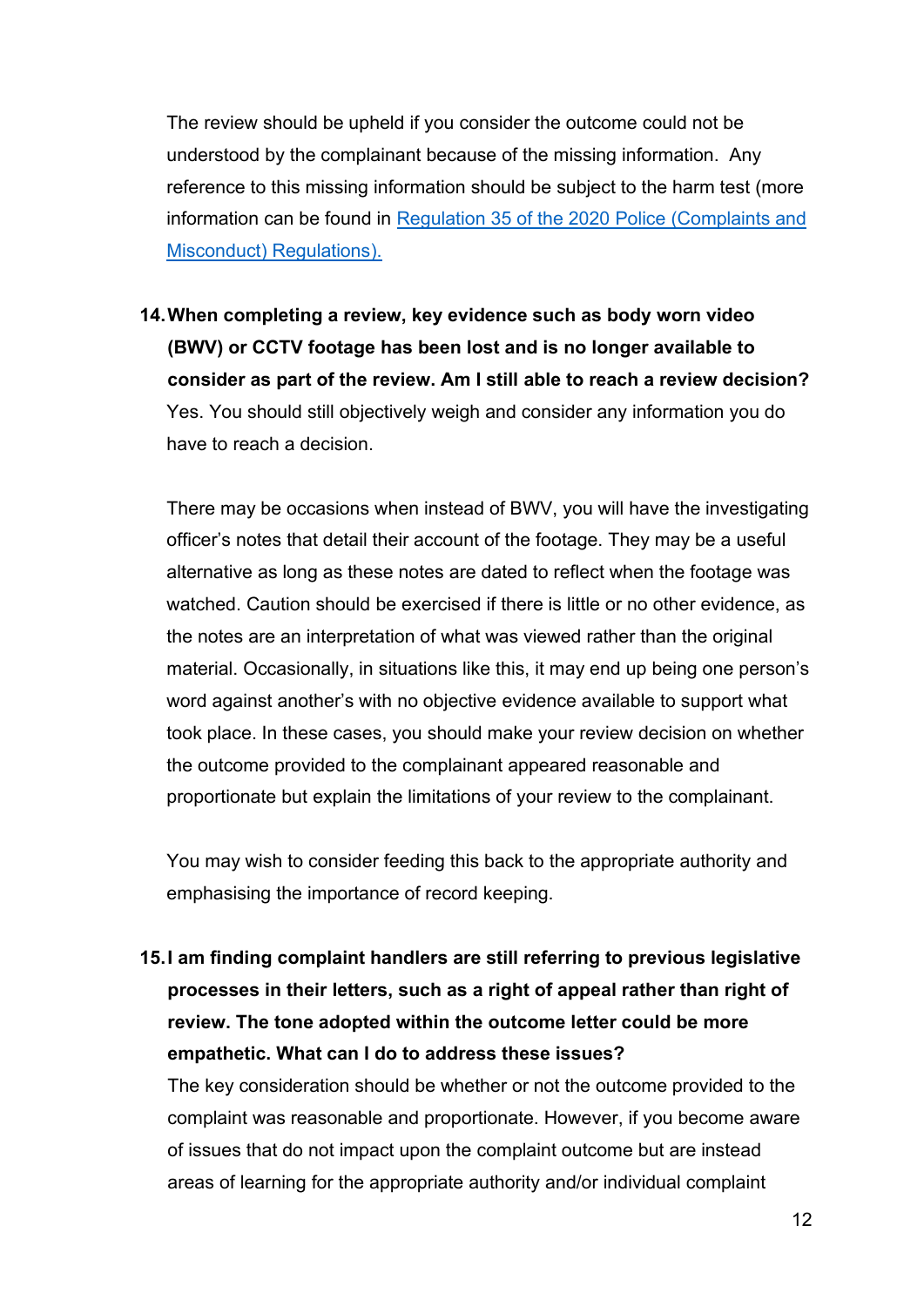The review should be upheld if you consider the outcome could not be understood by the complainant because of the missing information. Any reference to this missing information should be subject to the harm test (more information can be found in [Regulation 35 of the 2020 Police (Complaints and Misconduct) Regulations).](#)

14. **When completing a review, key evidence such as body worn video (BWV) or CCTV footage has been lost and is no longer available to consider as part of the review. Am I still able to reach a review decision?**
    Yes. You should still objectively weigh and consider any information you do have to reach a decision.

    There may be occasions when instead of BWV, you will have the investigating officer's notes that detail their account of the footage. They may be a useful alternative as long as these notes are dated to reflect when the footage was watched. Caution should be exercised if there is little or no other evidence, as the notes are an interpretation of what was viewed rather than the original material. Occasionally, in situations like this, it may end up being one person's word against another's with no objective evidence available to support what took place. In these cases, you should make your review decision on whether the outcome provided to the complainant appeared reasonable and proportionate but explain the limitations of your review to the complainant.

    You may wish to consider feeding this back to the appropriate authority and emphasising the importance of record keeping.

15. **I am finding complaint handlers are still referring to previous legislative processes in their letters, such as a right of appeal rather than right of review. The tone adopted within the outcome letter could be more empathetic. What can I do to address these issues?**
    The key consideration should be whether or not the outcome provided to the complaint was reasonable and proportionate. However, if you become aware of issues that do not impact upon the complaint outcome but are instead areas of learning for the appropriate authority and/or individual complaint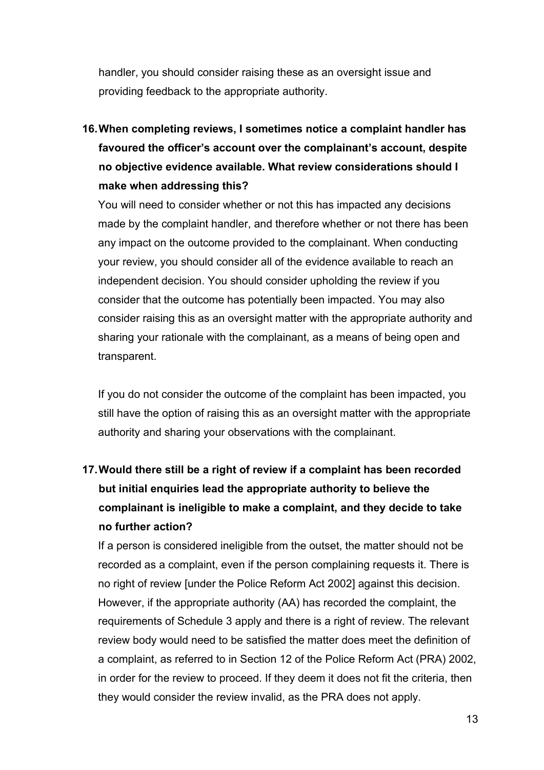handler, you should consider raising these as an oversight issue and providing feedback to the appropriate authority.

**16. When completing reviews, I sometimes notice a complaint handler has favoured the officer's account over the complainant's account, despite no objective evidence available. What review considerations should I make when addressing this?**

You will need to consider whether or not this has impacted any decisions made by the complaint handler, and therefore whether or not there has been any impact on the outcome provided to the complainant. When conducting your review, you should consider all of the evidence available to reach an independent decision. You should consider upholding the review if you consider that the outcome has potentially been impacted. You may also consider raising this as an oversight matter with the appropriate authority and sharing your rationale with the complainant, as a means of being open and transparent.

If you do not consider the outcome of the complaint has been impacted, you still have the option of raising this as an oversight matter with the appropriate authority and sharing your observations with the complainant.

**17. Would there still be a right of review if a complaint has been recorded but initial enquiries lead the appropriate authority to believe the complainant is ineligible to make a complaint, and they decide to take no further action?**

If a person is considered ineligible from the outset, the matter should not be recorded as a complaint, even if the person complaining requests it. There is no right of review [under the Police Reform Act 2002] against this decision. However, if the appropriate authority (AA) has recorded the complaint, the requirements of Schedule 3 apply and there is a right of review. The relevant review body would need to be satisfied the matter does meet the definition of a complaint, as referred to in Section 12 of the Police Reform Act (PRA) 2002, in order for the review to proceed. If they deem it does not fit the criteria, then they would consider the review invalid, as the PRA does not apply.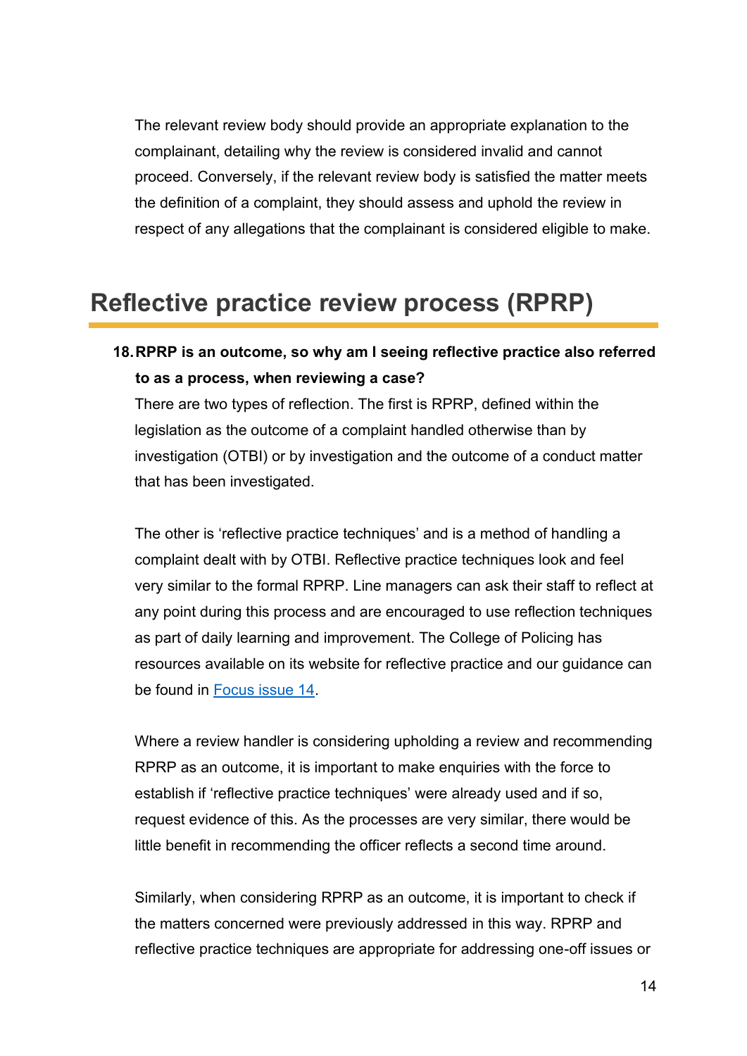The relevant review body should provide an appropriate explanation to the complainant, detailing why the review is considered invalid and cannot proceed. Conversely, if the relevant review body is satisfied the matter meets the definition of a complaint, they should assess and uphold the review in respect of any allegations that the complainant is considered eligible to make.

## Reflective practice review process (RPRP)

**18. RPRP is an outcome, so why am I seeing reflective practice also referred to as a process, when reviewing a case?**

There are two types of reflection. The first is RPRP, defined within the legislation as the outcome of a complaint handled otherwise than by investigation (OTBI) or by investigation and the outcome of a conduct matter that has been investigated.

The other is 'reflective practice techniques' and is a method of handling a complaint dealt with by OTBI. Reflective practice techniques look and feel very similar to the formal RPRP. Line managers can ask their staff to reflect at any point during this process and are encouraged to use reflection techniques as part of daily learning and improvement. The College of Policing has resources available on its website for reflective practice and our guidance can be found in Focus issue 14.

Where a review handler is considering upholding a review and recommending RPRP as an outcome, it is important to make enquiries with the force to establish if 'reflective practice techniques' were already used and if so, request evidence of this. As the processes are very similar, there would be little benefit in recommending the officer reflects a second time around.

Similarly, when considering RPRP as an outcome, it is important to check if the matters concerned were previously addressed in this way. RPRP and reflective practice techniques are appropriate for addressing one-off issues or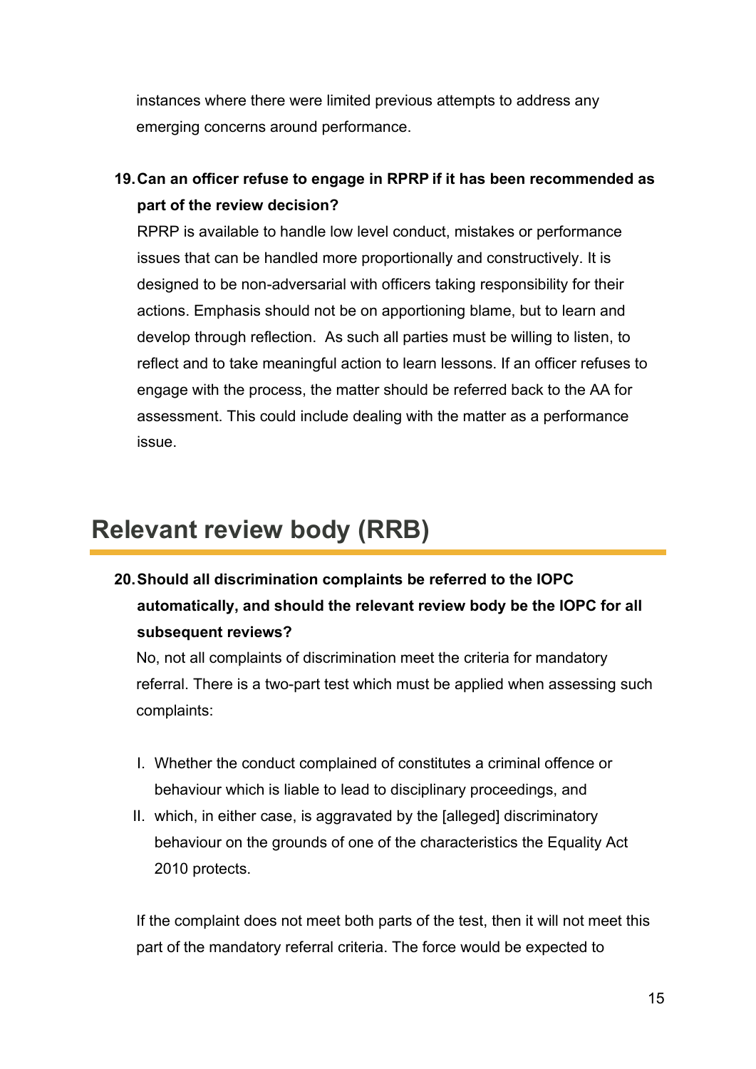instances where there were limited previous attempts to address any emerging concerns around performance.

**19. Can an officer refuse to engage in RPRP if it has been recommended as part of the review decision?**

RPRP is available to handle low level conduct, mistakes or performance issues that can be handled more proportionally and constructively. It is designed to be non-adversarial with officers taking responsibility for their actions. Emphasis should not be on apportioning blame, but to learn and develop through reflection. As such all parties must be willing to listen, to reflect and to take meaningful action to learn lessons. If an officer refuses to engage with the process, the matter should be referred back to the AA for assessment. This could include dealing with the matter as a performance issue.

## Relevant review body (RRB)

**20. Should all discrimination complaints be referred to the IOPC automatically, and should the relevant review body be the IOPC for all subsequent reviews?**

No, not all complaints of discrimination meet the criteria for mandatory referral. There is a two-part test which must be applied when assessing such complaints:

I. Whether the conduct complained of constitutes a criminal offence or behaviour which is liable to lead to disciplinary proceedings, and
II. which, in either case, is aggravated by the [alleged] discriminatory behaviour on the grounds of one of the characteristics the Equality Act 2010 protects.

If the complaint does not meet both parts of the test, then it will not meet this part of the mandatory referral criteria. The force would be expected to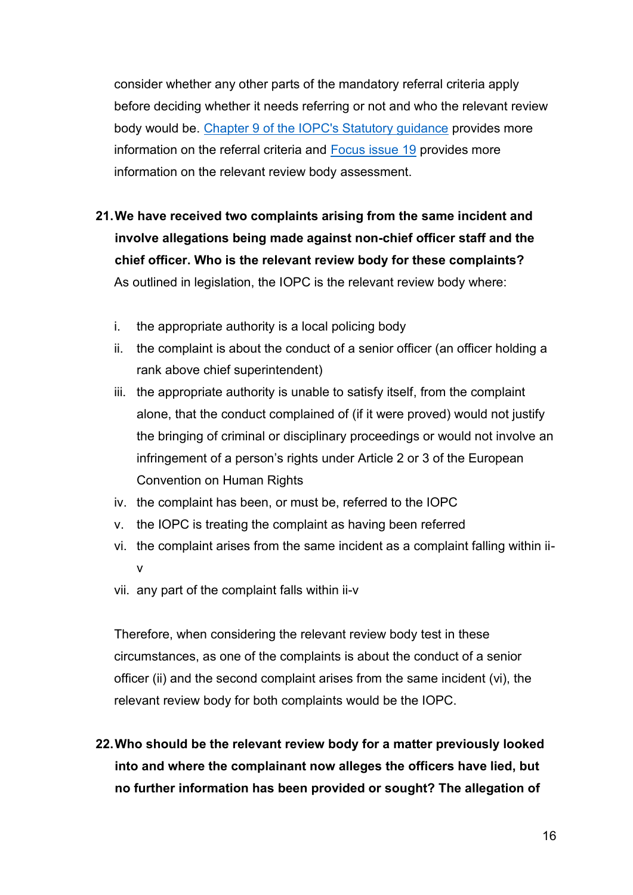consider whether any other parts of the mandatory referral criteria apply before deciding whether it needs referring or not and who the relevant review body would be. Chapter 9 of the IOPC's Statutory guidance provides more information on the referral criteria and Focus issue 19 provides more information on the relevant review body assessment.

21. **We have received two complaints arising from the same incident and involve allegations being made against non-chief officer staff and the chief officer. Who is the relevant review body for these complaints?** As outlined in legislation, the IOPC is the relevant review body where:

    i. the appropriate authority is a local policing body
    ii. the complaint is about the conduct of a senior officer (an officer holding a rank above chief superintendent)
    iii. the appropriate authority is unable to satisfy itself, from the complaint alone, that the conduct complained of (if it were proved) would not justify the bringing of criminal or disciplinary proceedings or would not involve an infringement of a person's rights under Article 2 or 3 of the European Convention on Human Rights
    iv. the complaint has been, or must be, referred to the IOPC
    v. the IOPC is treating the complaint as having been referred
    vi. the complaint arises from the same incident as a complaint falling within ii-v
    vii. any part of the complaint falls within ii-v

    Therefore, when considering the relevant review body test in these circumstances, as one of the complaints is about the conduct of a senior officer (ii) and the second complaint arises from the same incident (vi), the relevant review body for both complaints would be the IOPC.

22. **Who should be the relevant review body for a matter previously looked into and where the complainant now alleges the officers have lied, but no further information has been provided or sought? The allegation of**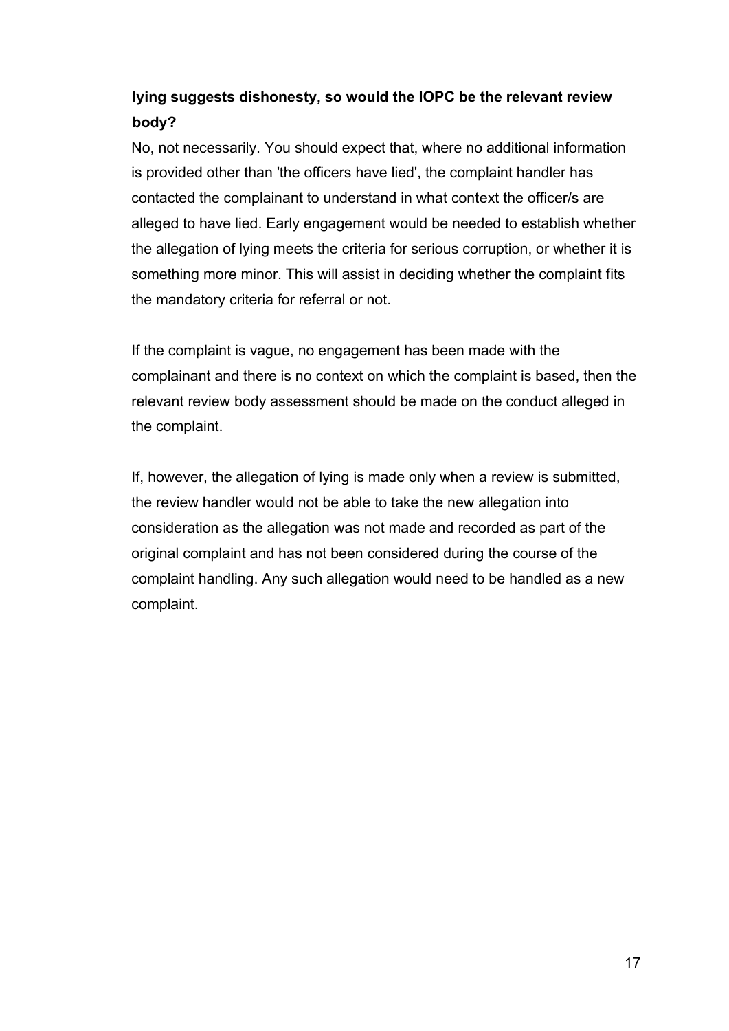**lying suggests dishonesty, so would the IOPC be the relevant review body?**

No, not necessarily. You should expect that, where no additional information is provided other than 'the officers have lied', the complaint handler has contacted the complainant to understand in what context the officer/s are alleged to have lied. Early engagement would be needed to establish whether the allegation of lying meets the criteria for serious corruption, or whether it is something more minor. This will assist in deciding whether the complaint fits the mandatory criteria for referral or not.

If the complaint is vague, no engagement has been made with the complainant and there is no context on which the complaint is based, then the relevant review body assessment should be made on the conduct alleged in the complaint.

If, however, the allegation of lying is made only when a review is submitted, the review handler would not be able to take the new allegation into consideration as the allegation was not made and recorded as part of the original complaint and has not been considered during the course of the complaint handling. Any such allegation would need to be handled as a new complaint.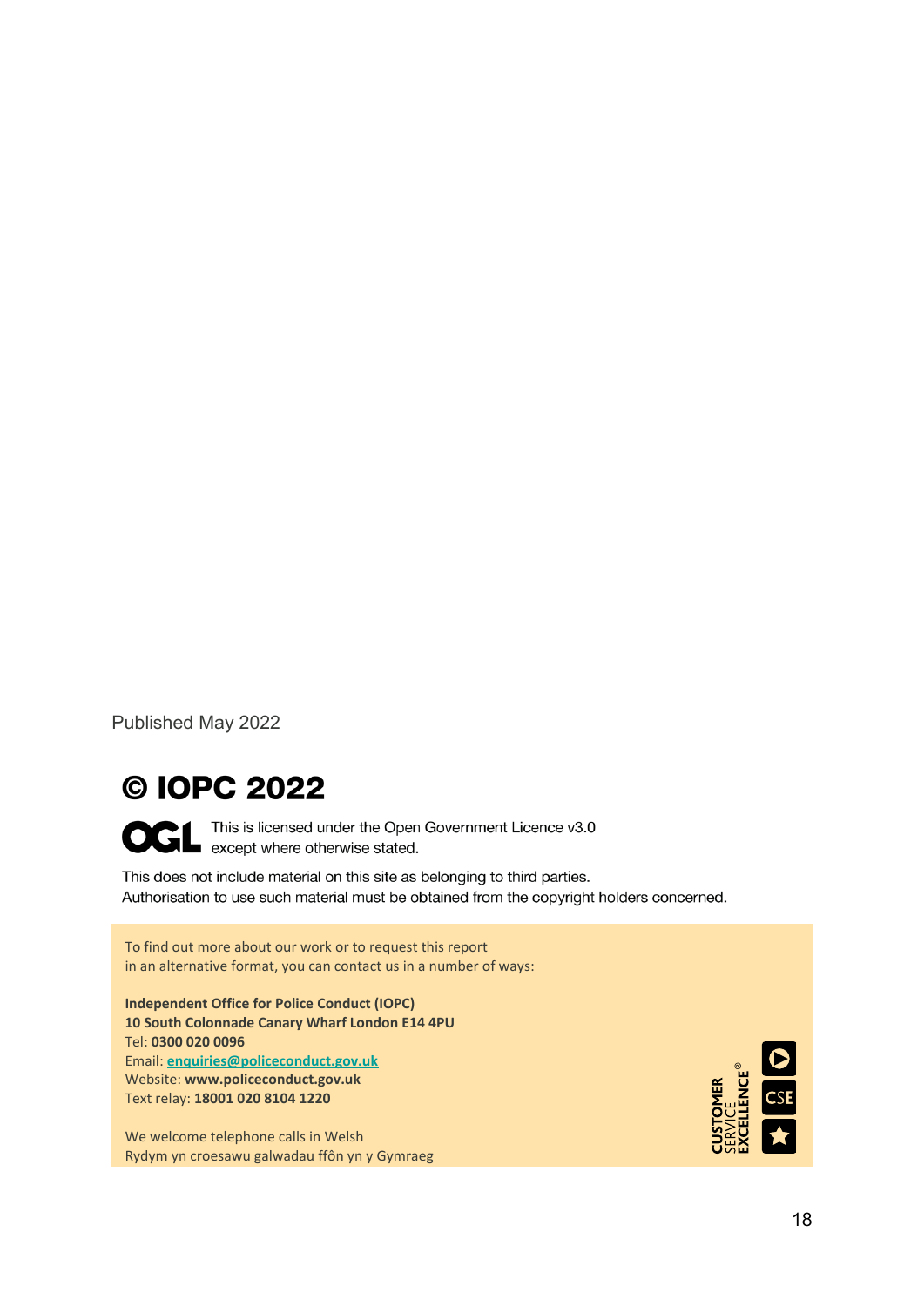Published May 2022

# © IOPC 2022

OGL This is licensed under the Open Government Licence v3.0 except where otherwise stated.

This does not include material on this site as belonging to third parties.
Authorisation to use such material must be obtained from the copyright holders concerned.

To find out more about our work or to request this report in an alternative format, you can contact us in a number of ways:

**Independent Office for Police Conduct (IOPC)**
**10 South Colonnade Canary Wharf London E14 4PU**
Tel: **0300 020 0096**
Email: **enquiries@policeconduct.gov.uk**
Website: **www.policeconduct.gov.uk**
Text relay: **18001 020 8104 1220**

We welcome telephone calls in Welsh
Rydym yn croesawu galwadau ffôn yn y Gymraeg

CUSTOMER SERVICE EXCELLENCE® CSE